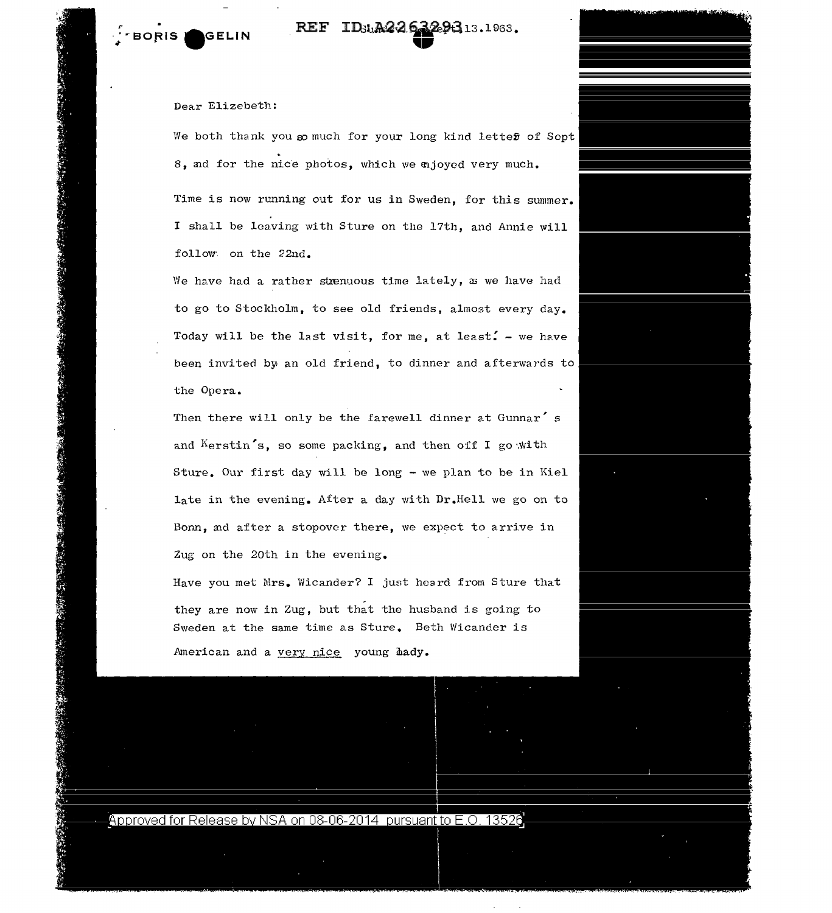BORIS HAGELIN

Sept. 13.1963.

Dear Elizebeth:

We both thank you so much for your long kind letter of Sept 8, and for the nice photos, which we enjoyed very much.

Time is now running out for us in Sweden, for this summer. I shall be leaving with Sture on the 17th, and Annie will follow on the 22nd.

We have had a rather strenuous time lately, as we have had to go to Stockholm, to see old friends, almost every day. Today will be the last visit, for me, at least! - we have been invited by an old friend, to dinner and afterwards to the Opera.

Then there will only be the farewell dinner at Gunnar's and Kerstin's, so some packing, and then off I go with Sture. Our first day will be long - we plan to be in Kiel late in the evening. After a day with Dr.Hell we go on to Bonn, and after a stopover there, we expect to arrive in Zug on the 20th in the evening.

Have you met Mrs. Wicander? I just heard from Sture that they are now in Zug, but that the husband is going to Sweden at the same time as Sture. Beth Wicander is American and a very nice young lady.

Approved for Release by NSA on 08-06-2014 pursuant to E.O. 13526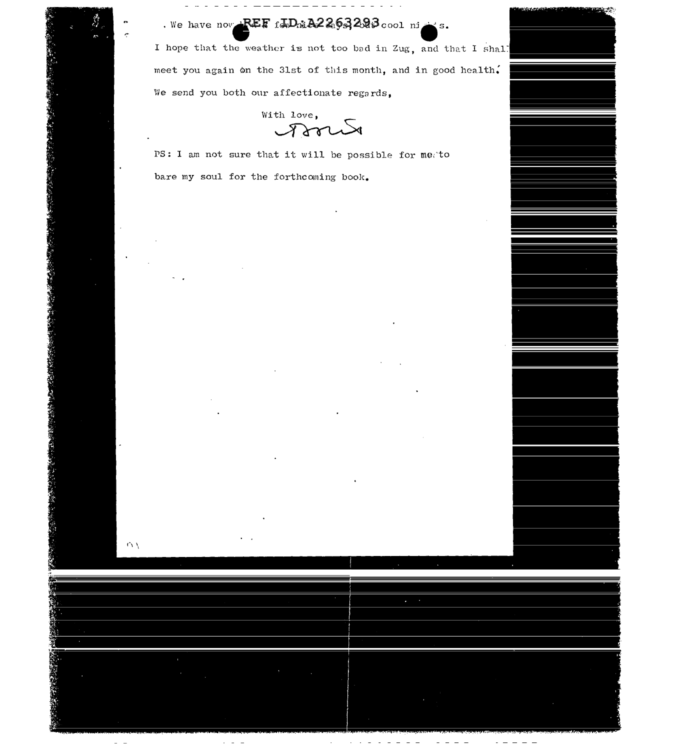. We have now a few nice days, but cool nights.

I hope that the weather is not too bad in Zug, and that I shall meet you again on the 31st of this month, and in good health.

We send you both our affectionate regards,

With love,

Boris

PS: I am not sure that it will be possible for me to bare my soul for the forthcoming book.